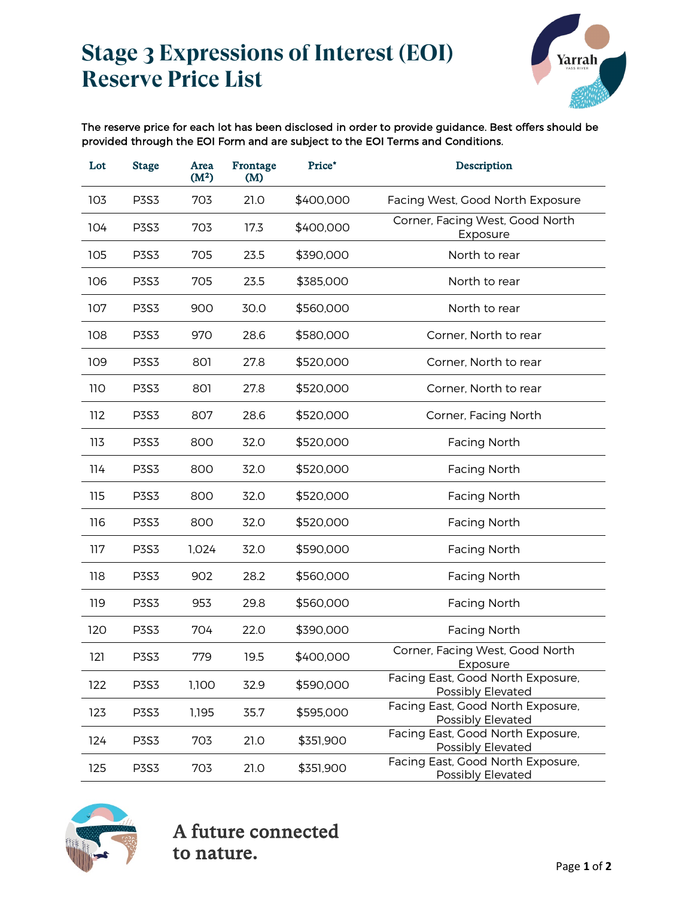# Stage 3 Expressions of Interest (EOI) Reserve Price List

The reserve price for each lot has been disclosed in order to provide guidance. Best offers should be provided through the EOI Form and are subject to the EOI Terms and Conditions.

| Lot | Stage | Area (M²) | Frontage (M) | Price* | Description |
|---|---|---|---|---|---|
| 103 | P3S3 | 703 | 21.0 | $400,000 | Facing West, Good North Exposure |
| 104 | P3S3 | 703 | 17.3 | $400,000 | Corner, Facing West, Good North Exposure |
| 105 | P3S3 | 705 | 23.5 | $390,000 | North to rear |
| 106 | P3S3 | 705 | 23.5 | $385,000 | North to rear |
| 107 | P3S3 | 900 | 30.0 | $560,000 | North to rear |
| 108 | P3S3 | 970 | 28.6 | $580,000 | Corner, North to rear |
| 109 | P3S3 | 801 | 27.8 | $520,000 | Corner, North to rear |
| 110 | P3S3 | 801 | 27.8 | $520,000 | Corner, North to rear |
| 112 | P3S3 | 807 | 28.6 | $520,000 | Corner, Facing North |
| 113 | P3S3 | 800 | 32.0 | $520,000 | Facing North |
| 114 | P3S3 | 800 | 32.0 | $520,000 | Facing North |
| 115 | P3S3 | 800 | 32.0 | $520,000 | Facing North |
| 116 | P3S3 | 800 | 32.0 | $520,000 | Facing North |
| 117 | P3S3 | 1,024 | 32.0 | $590,000 | Facing North |
| 118 | P3S3 | 902 | 28.2 | $560,000 | Facing North |
| 119 | P3S3 | 953 | 29.8 | $560,000 | Facing North |
| 120 | P3S3 | 704 | 22.0 | $390,000 | Facing North |
| 121 | P3S3 | 779 | 19.5 | $400,000 | Corner, Facing West, Good North Exposure |
| 122 | P3S3 | 1,100 | 32.9 | $590,000 | Facing East, Good North Exposure, Possibly Elevated |
| 123 | P3S3 | 1,195 | 35.7 | $595,000 | Facing East, Good North Exposure, Possibly Elevated |
| 124 | P3S3 | 703 | 21.0 | $351,900 | Facing East, Good North Exposure, Possibly Elevated |
| 125 | P3S3 | 703 | 21.0 | $351,900 | Facing East, Good North Exposure, Possibly Elevated |

A future connected to nature.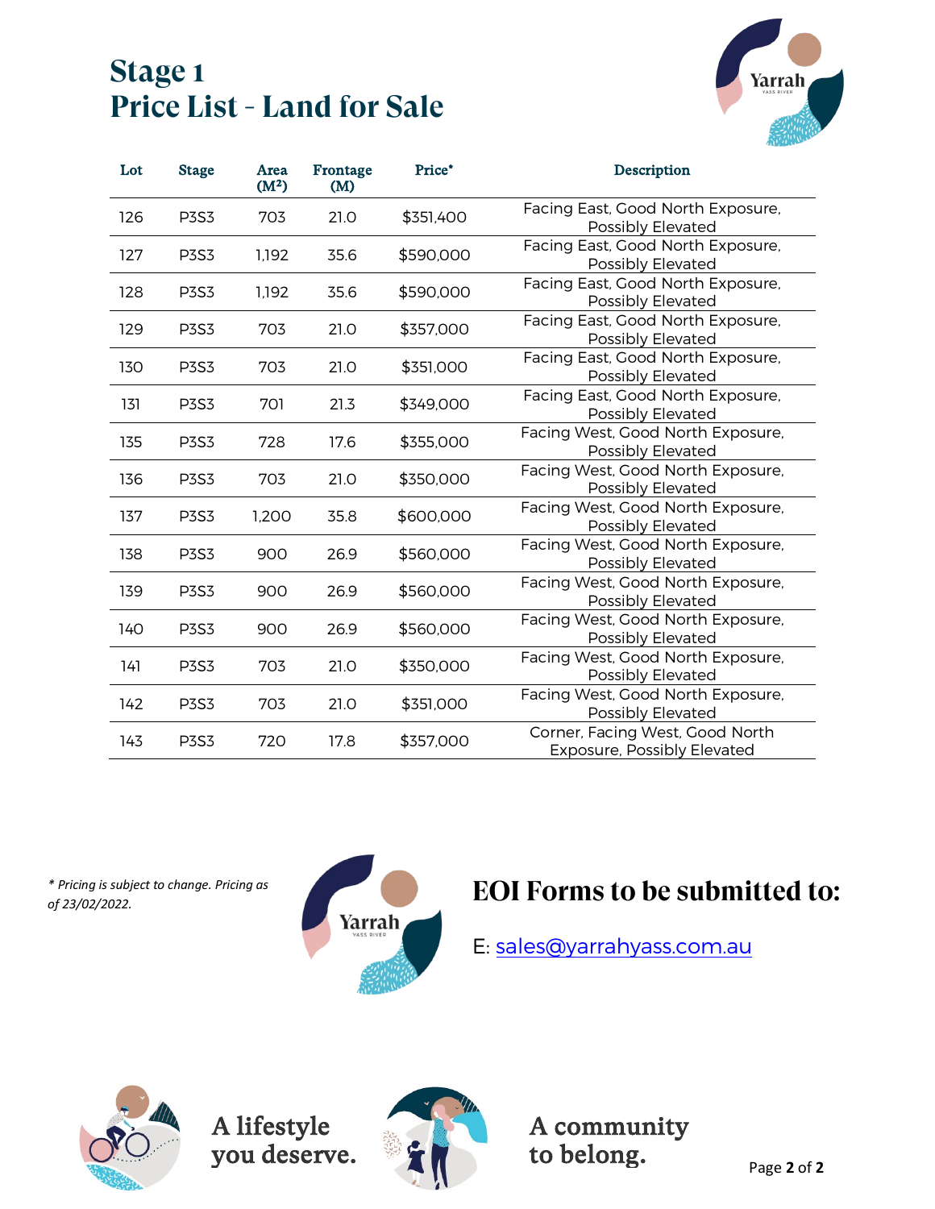# Stage 1
# Price List - Land for Sale

| Lot | Stage | Area (M²) | Frontage (M) | Price* | Description |
|---|---|---|---|---|---|
| 126 | P3S3 | 703 | 21.0 | $351,400 | Facing East, Good North Exposure, Possibly Elevated |
| 127 | P3S3 | 1,192 | 35.6 | $590,000 | Facing East, Good North Exposure, Possibly Elevated |
| 128 | P3S3 | 1,192 | 35.6 | $590,000 | Facing East, Good North Exposure, Possibly Elevated |
| 129 | P3S3 | 703 | 21.0 | $357,000 | Facing East, Good North Exposure, Possibly Elevated |
| 130 | P3S3 | 703 | 21.0 | $351,000 | Facing East, Good North Exposure, Possibly Elevated |
| 131 | P3S3 | 701 | 21.3 | $349,000 | Facing East, Good North Exposure, Possibly Elevated |
| 135 | P3S3 | 728 | 17.6 | $355,000 | Facing West, Good North Exposure, Possibly Elevated |
| 136 | P3S3 | 703 | 21.0 | $350,000 | Facing West, Good North Exposure, Possibly Elevated |
| 137 | P3S3 | 1,200 | 35.8 | $600,000 | Facing West, Good North Exposure, Possibly Elevated |
| 138 | P3S3 | 900 | 26.9 | $560,000 | Facing West, Good North Exposure, Possibly Elevated |
| 139 | P3S3 | 900 | 26.9 | $560,000 | Facing West, Good North Exposure, Possibly Elevated |
| 140 | P3S3 | 900 | 26.9 | $560,000 | Facing West, Good North Exposure, Possibly Elevated |
| 141 | P3S3 | 703 | 21.0 | $350,000 | Facing West, Good North Exposure, Possibly Elevated |
| 142 | P3S3 | 703 | 21.0 | $351,000 | Facing West, Good North Exposure, Possibly Elevated |
| 143 | P3S3 | 720 | 17.8 | $357,000 | Corner, Facing West, Good North Exposure, Possibly Elevated |

*\* Pricing is subject to change. Pricing as of 23/02/2022.*

## EOI Forms to be submitted to:

E: sales@yarrahyass.com.au

**A lifestyle you deserve.**

**A community to belong.**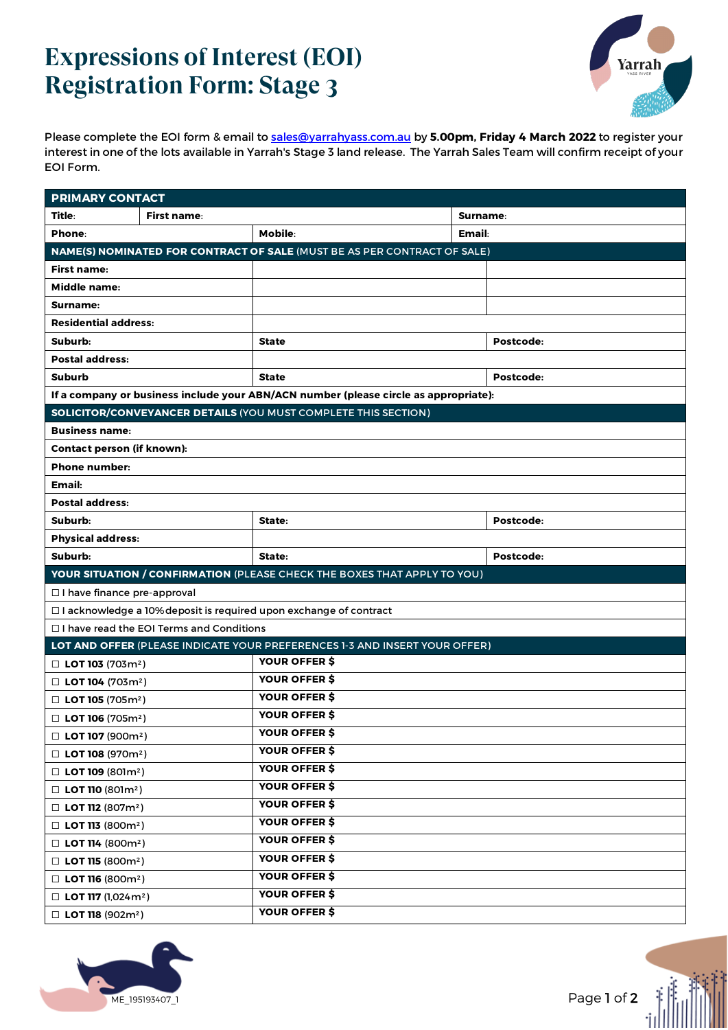# Expressions of Interest (EOI) Registration Form: Stage 3

Please complete the EOI form & email to sales@yarrahyass.com.au by **5.00pm, Friday 4 March 2022** to register your interest in one of the lots available in Yarrah's Stage 3 land release. The Yarrah Sales Team will confirm receipt of your EOI Form.

| **PRIMARY CONTACT** | | | |
|---|---|---|---|
| **Title**: | **First name**: | | **Surname**: |
| **Phone**: | **Mobile**: | | **Email**: |
| **NAME(S) NOMINATED FOR CONTRACT OF SALE** (MUST BE AS PER CONTRACT OF SALE) | | | |
| **First name:** | | | |
| **Middle name:** | | | |
| **Surname:** | | | |
| **Residential address:** | | | |
| **Suburb:** | **State** | | **Postcode:** |
| **Postal address:** | | | |
| **Suburb** | **State** | | **Postcode:** |
| **If a company or business include your ABN/ACN number (please circle as appropriate):** | | | |
| **SOLICITOR/CONVEYANCER DETAILS** (YOU MUST COMPLETE THIS SECTION) | | | |
| **Business name:** | | | |
| **Contact person (if known):** | | | |
| **Phone number:** | | | |
| **Email:** | | | |
| **Postal address:** | | | |
| **Suburb:** | **State:** | | **Postcode:** |
| **Physical address:** | | | |
| **Suburb:** | **State:** | | **Postcode:** |
| **YOUR SITUATION / CONFIRMATION** (PLEASE CHECK THE BOXES THAT APPLY TO YOU) | | | |
| ☐ I have finance pre-approval | | | |
| ☐ I acknowledge a 10% deposit is required upon exchange of contract | | | |
| ☐ I have read the EOI Terms and Conditions | | | |
| **LOT AND OFFER** (PLEASE INDICATE YOUR PREFERENCES 1-3 AND INSERT YOUR OFFER) | | | |
| ☐ **LOT 103** (703m²) | **YOUR OFFER $** | | |
| ☐ **LOT 104** (703m²) | **YOUR OFFER $** | | |
| ☐ **LOT 105** (705m²) | **YOUR OFFER $** | | |
| ☐ **LOT 106** (705m²) | **YOUR OFFER $** | | |
| ☐ **LOT 107** (900m²) | **YOUR OFFER $** | | |
| ☐ **LOT 108** (970m²) | **YOUR OFFER $** | | |
| ☐ **LOT 109** (801m²) | **YOUR OFFER $** | | |
| ☐ **LOT 110** (801m²) | **YOUR OFFER $** | | |
| ☐ **LOT 112** (807m²) | **YOUR OFFER $** | | |
| ☐ **LOT 113** (800m²) | **YOUR OFFER $** | | |
| ☐ **LOT 114** (800m²) | **YOUR OFFER $** | | |
| ☐ **LOT 115** (800m²) | **YOUR OFFER $** | | |
| ☐ **LOT 116** (800m²) | **YOUR OFFER $** | | |
| ☐ **LOT 117** (1,024m²) | **YOUR OFFER $** | | |
| ☐ **LOT 118** (902m²) | **YOUR OFFER $** | | |

ME_195193407_1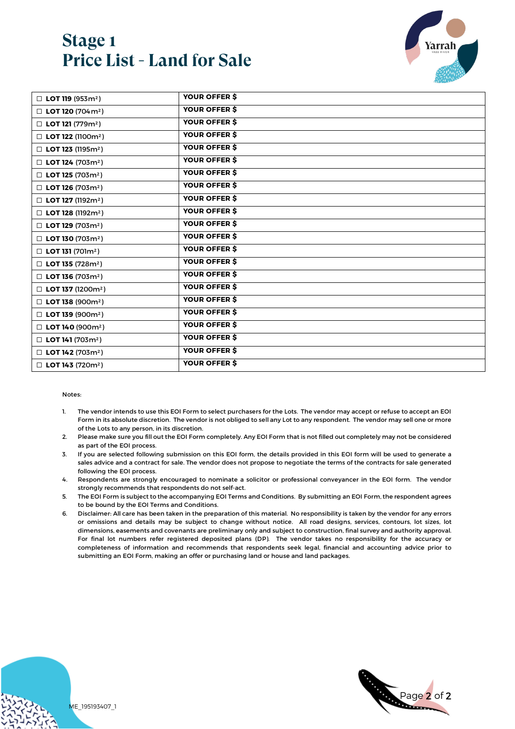# Stage 1
# Price List - Land for Sale

| | |
|---|---|
| ☐ **LOT 119** (953m²) | **YOUR OFFER $** |
| ☐ **LOT 120** (704m²) | **YOUR OFFER $** |
| ☐ **LOT 121** (779m²) | **YOUR OFFER $** |
| ☐ **LOT 122** (1100m²) | **YOUR OFFER $** |
| ☐ **LOT 123** (1195m²) | **YOUR OFFER $** |
| ☐ **LOT 124** (703m²) | **YOUR OFFER $** |
| ☐ **LOT 125** (703m²) | **YOUR OFFER $** |
| ☐ **LOT 126** (703m²) | **YOUR OFFER $** |
| ☐ **LOT 127** (1192m²) | **YOUR OFFER $** |
| ☐ **LOT 128** (1192m²) | **YOUR OFFER $** |
| ☐ **LOT 129** (703m²) | **YOUR OFFER $** |
| ☐ **LOT 130** (703m²) | **YOUR OFFER $** |
| ☐ **LOT 131** (701m²) | **YOUR OFFER $** |
| ☐ **LOT 135** (728m²) | **YOUR OFFER $** |
| ☐ **LOT 136** (703m²) | **YOUR OFFER $** |
| ☐ **LOT 137** (1200m²) | **YOUR OFFER $** |
| ☐ **LOT 138** (900m²) | **YOUR OFFER $** |
| ☐ **LOT 139** (900m²) | **YOUR OFFER $** |
| ☐ **LOT 140** (900m²) | **YOUR OFFER $** |
| ☐ **LOT 141** (703m²) | **YOUR OFFER $** |
| ☐ **LOT 142** (703m²) | **YOUR OFFER $** |
| ☐ **LOT 143** (720m²) | **YOUR OFFER $** |

Notes:

1. The vendor intends to use this EOI Form to select purchasers for the Lots. The vendor may accept or refuse to accept an EOI Form in its absolute discretion. The vendor is not obliged to sell any Lot to any respondent. The vendor may sell one or more of the Lots to any person, in its discretion.
2. Please make sure you fill out the EOI Form completely. Any EOI Form that is not filled out completely may not be considered as part of the EOI process.
3. If you are selected following submission on this EOI form, the details provided in this EOI form will be used to generate a sales advice and a contract for sale. The vendor does not propose to negotiate the terms of the contracts for sale generated following the EOI process.
4. Respondents are strongly encouraged to nominate a solicitor or professional conveyancer in the EOI form. The vendor strongly recommends that respondents do not self-act.
5. The EOI Form is subject to the accompanying EOI Terms and Conditions. By submitting an EOI Form, the respondent agrees to be bound by the EOI Terms and Conditions.
6. Disclaimer: All care has been taken in the preparation of this material. No responsibility is taken by the vendor for any errors or omissions and details may be subject to change without notice. All road designs, services, contours, lot sizes, lot dimensions, easements and covenants are preliminary only and subject to construction, final survey and authority approval. For final lot numbers refer registered deposited plans (DP). The vendor takes no responsibility for the accuracy or completeness of information and recommends that respondents seek legal, financial and accounting advice prior to submitting an EOI Form, making an offer or purchasing land or house and land packages.

ME_195193407_1